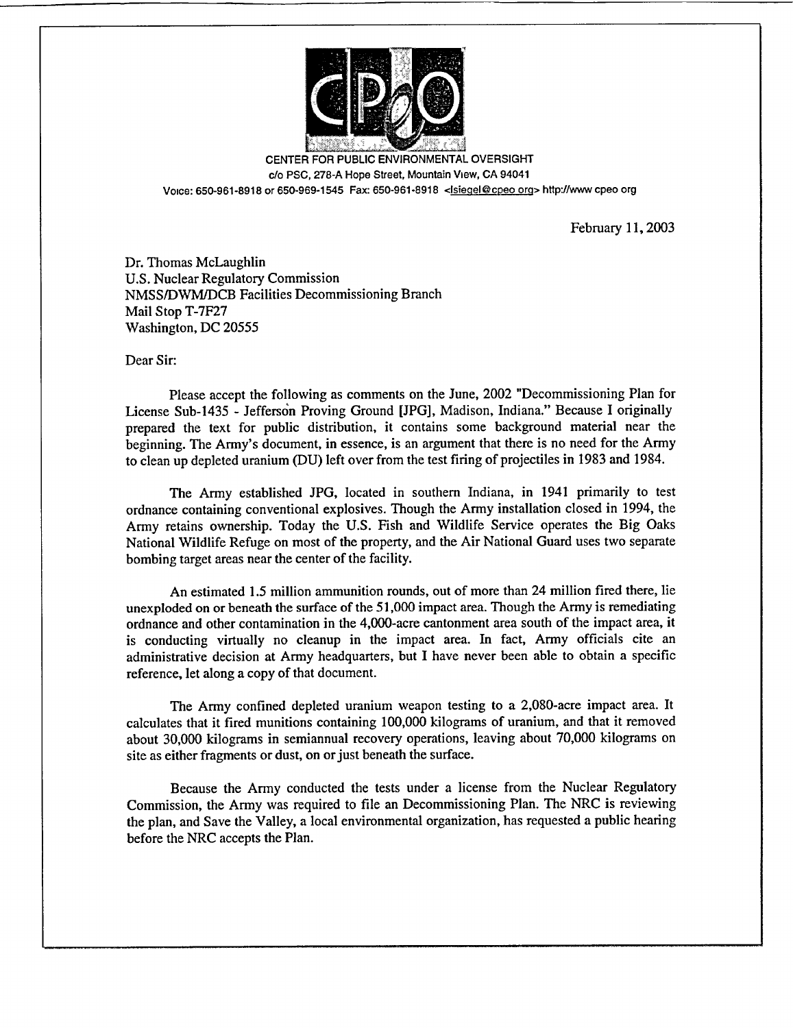CENTER FOR PUBLIC ENVIRONMENTAL OVERSIGHT
c/o PSC, 278-A Hope Street, Mountain View, CA 94041
Voice: 650-961-8918 or 650-969-1545 Fax: 650-961-8918 <lsiegel@cpeo.org> http://www.cpeo.org

February 11, 2003

Dr. Thomas McLaughlin
U.S. Nuclear Regulatory Commission
NMSS/DWM/DCB Facilities Decommissioning Branch
Mail Stop T-7F27
Washington, DC 20555

Dear Sir:

Please accept the following as comments on the June, 2002 "Decommissioning Plan for License Sub-1435 - Jefferson Proving Ground [JPG], Madison, Indiana." Because I originally prepared the text for public distribution, it contains some background material near the beginning. The Army's document, in essence, is an argument that there is no need for the Army to clean up depleted uranium (DU) left over from the test firing of projectiles in 1983 and 1984.

The Army established JPG, located in southern Indiana, in 1941 primarily to test ordnance containing conventional explosives. Though the Army installation closed in 1994, the Army retains ownership. Today the U.S. Fish and Wildlife Service operates the Big Oaks National Wildlife Refuge on most of the property, and the Air National Guard uses two separate bombing target areas near the center of the facility.

An estimated 1.5 million ammunition rounds, out of more than 24 million fired there, lie unexploded on or beneath the surface of the 51,000 impact area. Though the Army is remediating ordnance and other contamination in the 4,000-acre cantonment area south of the impact area, it is conducting virtually no cleanup in the impact area. In fact, Army officials cite an administrative decision at Army headquarters, but I have never been able to obtain a specific reference, let along a copy of that document.

The Army confined depleted uranium weapon testing to a 2,080-acre impact area. It calculates that it fired munitions containing 100,000 kilograms of uranium, and that it removed about 30,000 kilograms in semiannual recovery operations, leaving about 70,000 kilograms on site as either fragments or dust, on or just beneath the surface.

Because the Army conducted the tests under a license from the Nuclear Regulatory Commission, the Army was required to file an Decommissioning Plan. The NRC is reviewing the plan, and Save the Valley, a local environmental organization, has requested a public hearing before the NRC accepts the Plan.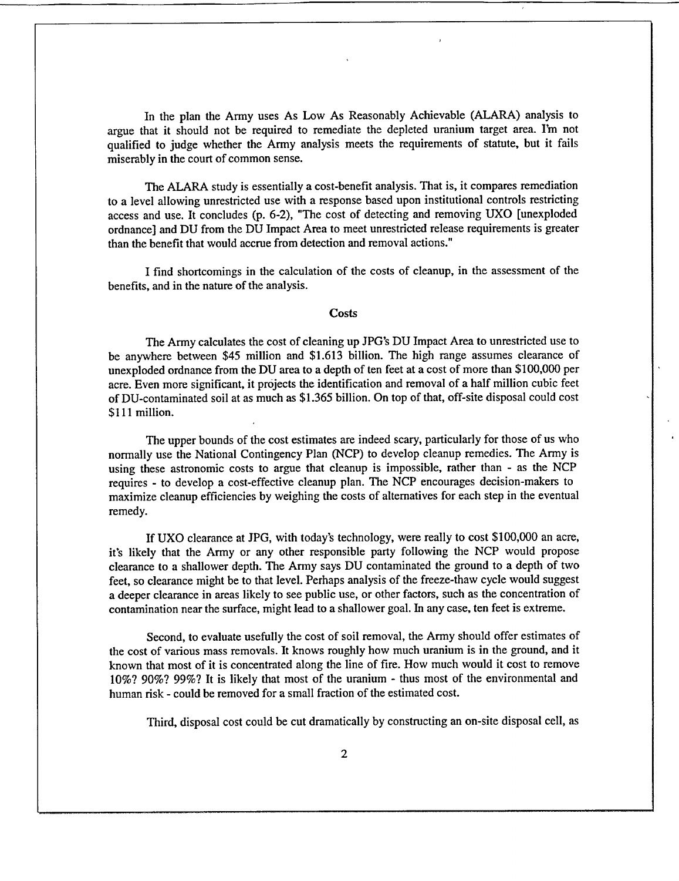In the plan the Army uses As Low As Reasonably Achievable (ALARA) analysis to argue that it should not be required to remediate the depleted uranium target area. I'm not qualified to judge whether the Army analysis meets the requirements of statute, but it fails miserably in the court of common sense.

The ALARA study is essentially a cost-benefit analysis. That is, it compares remediation to a level allowing unrestricted use with a response based upon institutional controls restricting access and use. It concludes (p. 6-2), "The cost of detecting and removing UXO [unexploded ordnance] and DU from the DU Impact Area to meet unrestricted release requirements is greater than the benefit that would accrue from detection and removal actions."

I find shortcomings in the calculation of the costs of cleanup, in the assessment of the benefits, and in the nature of the analysis.

## Costs

The Army calculates the cost of cleaning up JPG's DU Impact Area to unrestricted use to be anywhere between $45 million and $1.613 billion. The high range assumes clearance of unexploded ordnance from the DU area to a depth of ten feet at a cost of more than $100,000 per acre. Even more significant, it projects the identification and removal of a half million cubic feet of DU-contaminated soil at as much as $1.365 billion. On top of that, off-site disposal could cost $111 million.

The upper bounds of the cost estimates are indeed scary, particularly for those of us who normally use the National Contingency Plan (NCP) to develop cleanup remedies. The Army is using these astronomic costs to argue that cleanup is impossible, rather than - as the NCP requires - to develop a cost-effective cleanup plan. The NCP encourages decision-makers to maximize cleanup efficiencies by weighing the costs of alternatives for each step in the eventual remedy.

If UXO clearance at JPG, with today's technology, were really to cost $100,000 an acre, it's likely that the Army or any other responsible party following the NCP would propose clearance to a shallower depth. The Army says DU contaminated the ground to a depth of two feet, so clearance might be to that level. Perhaps analysis of the freeze-thaw cycle would suggest a deeper clearance in areas likely to see public use, or other factors, such as the concentration of contamination near the surface, might lead to a shallower goal. In any case, ten feet is extreme.

Second, to evaluate usefully the cost of soil removal, the Army should offer estimates of the cost of various mass removals. It knows roughly how much uranium is in the ground, and it known that most of it is concentrated along the line of fire. How much would it cost to remove 10%? 90%? 99%? It is likely that most of the uranium - thus most of the environmental and human risk - could be removed for a small fraction of the estimated cost.

Third, disposal cost could be cut dramatically by constructing an on-site disposal cell, as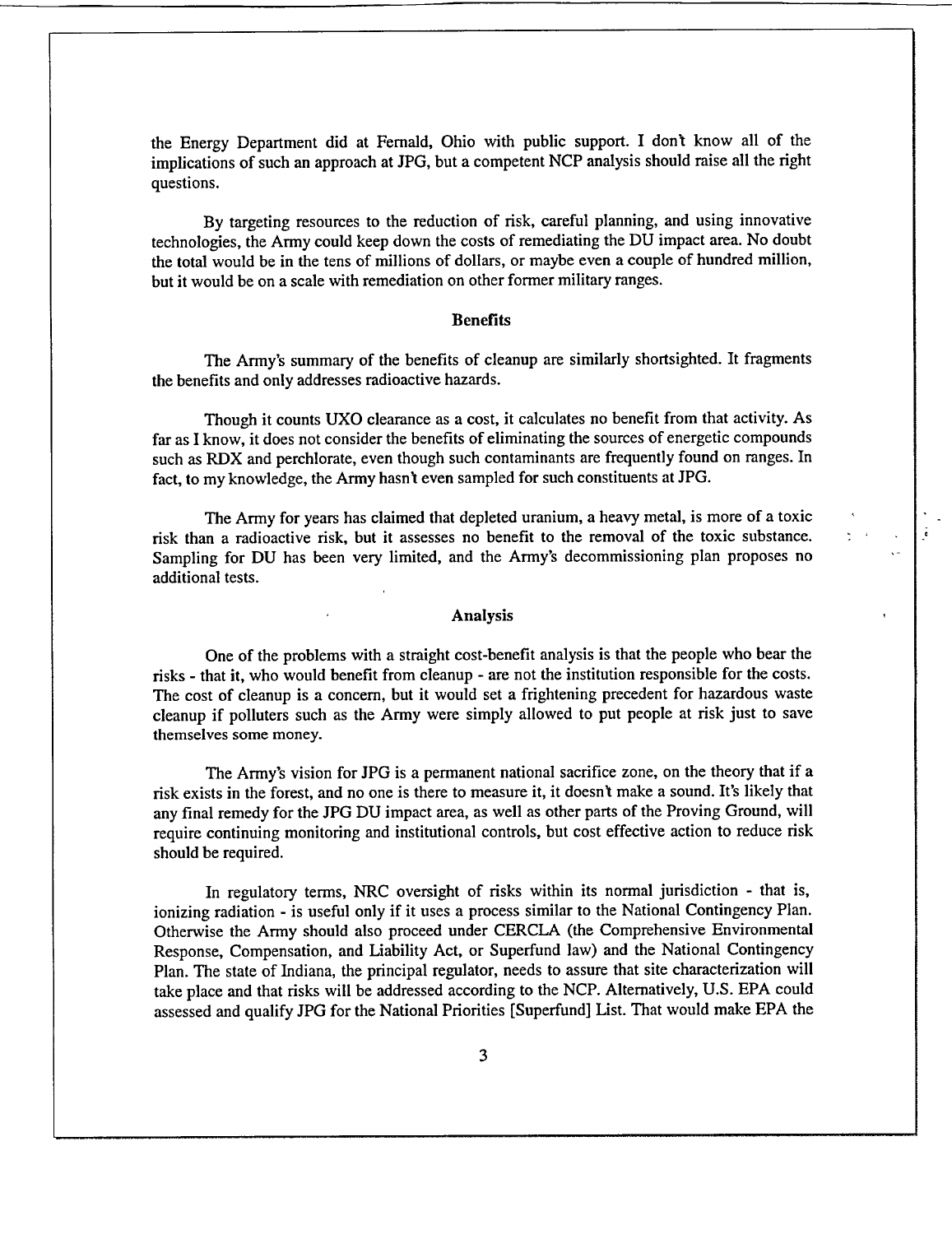the Energy Department did at Fernald, Ohio with public support. I don't know all of the implications of such an approach at JPG, but a competent NCP analysis should raise all the right questions.

By targeting resources to the reduction of risk, careful planning, and using innovative technologies, the Army could keep down the costs of remediating the DU impact area. No doubt the total would be in the tens of millions of dollars, or maybe even a couple of hundred million, but it would be on a scale with remediation on other former military ranges.

**Benefits**

The Army's summary of the benefits of cleanup are similarly shortsighted. It fragments the benefits and only addresses radioactive hazards.

Though it counts UXO clearance as a cost, it calculates no benefit from that activity. As far as I know, it does not consider the benefits of eliminating the sources of energetic compounds such as RDX and perchlorate, even though such contaminants are frequently found on ranges. In fact, to my knowledge, the Army hasn't even sampled for such constituents at JPG.

The Army for years has claimed that depleted uranium, a heavy metal, is more of a toxic risk than a radioactive risk, but it assesses no benefit to the removal of the toxic substance. Sampling for DU has been very limited, and the Army's decommissioning plan proposes no additional tests.

**Analysis**

One of the problems with a straight cost-benefit analysis is that the people who bear the risks - that it, who would benefit from cleanup - are not the institution responsible for the costs. The cost of cleanup is a concern, but it would set a frightening precedent for hazardous waste cleanup if polluters such as the Army were simply allowed to put people at risk just to save themselves some money.

The Army's vision for JPG is a permanent national sacrifice zone, on the theory that if a risk exists in the forest, and no one is there to measure it, it doesn't make a sound. It's likely that any final remedy for the JPG DU impact area, as well as other parts of the Proving Ground, will require continuing monitoring and institutional controls, but cost effective action to reduce risk should be required.

In regulatory terms, NRC oversight of risks within its normal jurisdiction - that is, ionizing radiation - is useful only if it uses a process similar to the National Contingency Plan. Otherwise the Army should also proceed under CERCLA (the Comprehensive Environmental Response, Compensation, and Liability Act, or Superfund law) and the National Contingency Plan. The state of Indiana, the principal regulator, needs to assure that site characterization will take place and that risks will be addressed according to the NCP. Alternatively, U.S. EPA could assessed and qualify JPG for the National Priorities [Superfund] List. That would make EPA the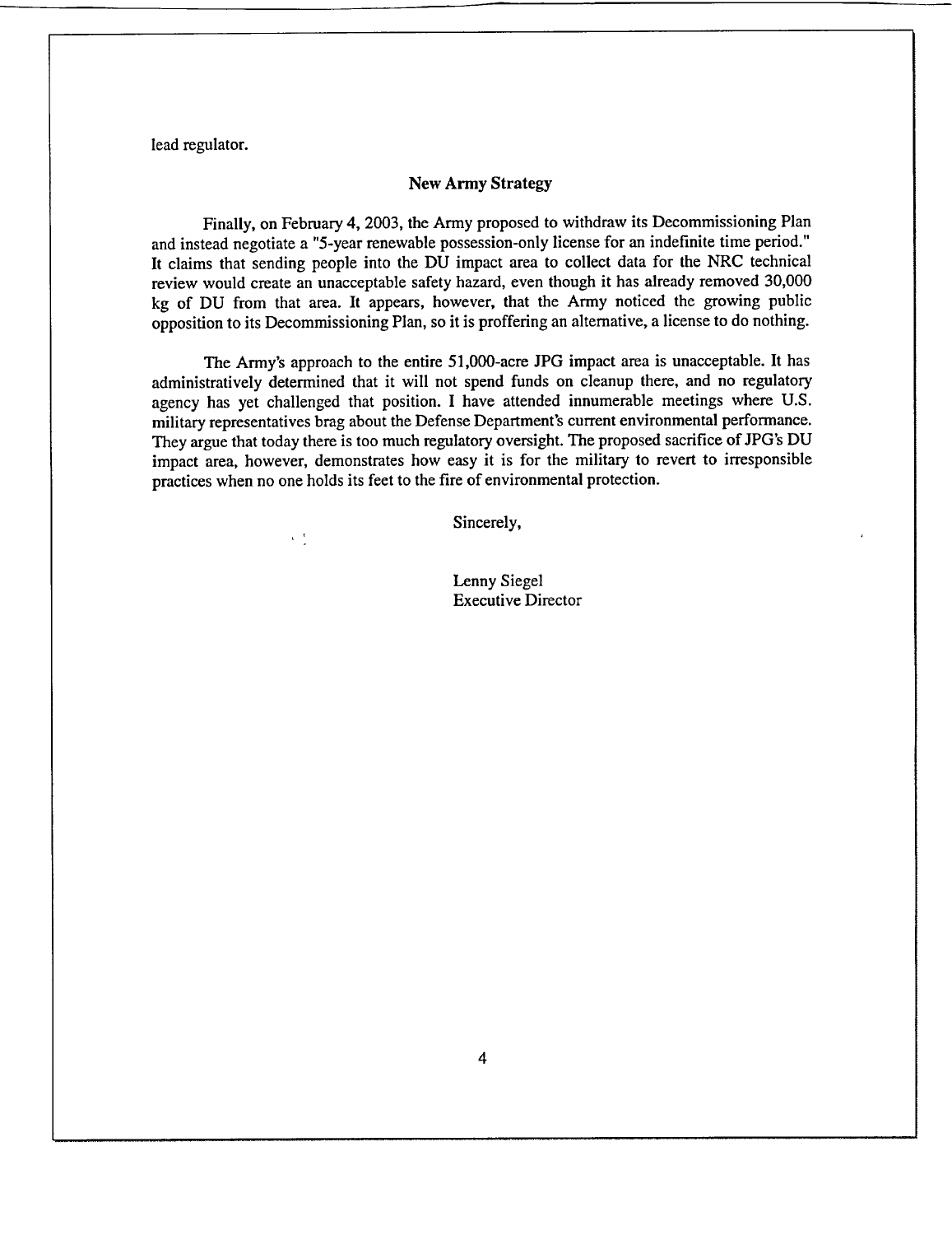lead regulator.

## New Army Strategy

Finally, on February 4, 2003, the Army proposed to withdraw its Decommissioning Plan and instead negotiate a "5-year renewable possession-only license for an indefinite time period." It claims that sending people into the DU impact area to collect data for the NRC technical review would create an unacceptable safety hazard, even though it has already removed 30,000 kg of DU from that area. It appears, however, that the Army noticed the growing public opposition to its Decommissioning Plan, so it is proffering an alternative, a license to do nothing.

The Army's approach to the entire 51,000-acre JPG impact area is unacceptable. It has administratively determined that it will not spend funds on cleanup there, and no regulatory agency has yet challenged that position. I have attended innumerable meetings where U.S. military representatives brag about the Defense Department's current environmental performance. They argue that today there is too much regulatory oversight. The proposed sacrifice of JPG's DU impact area, however, demonstrates how easy it is for the military to revert to irresponsible practices when no one holds its feet to the fire of environmental protection.

Sincerely,

Lenny Siegel
Executive Director